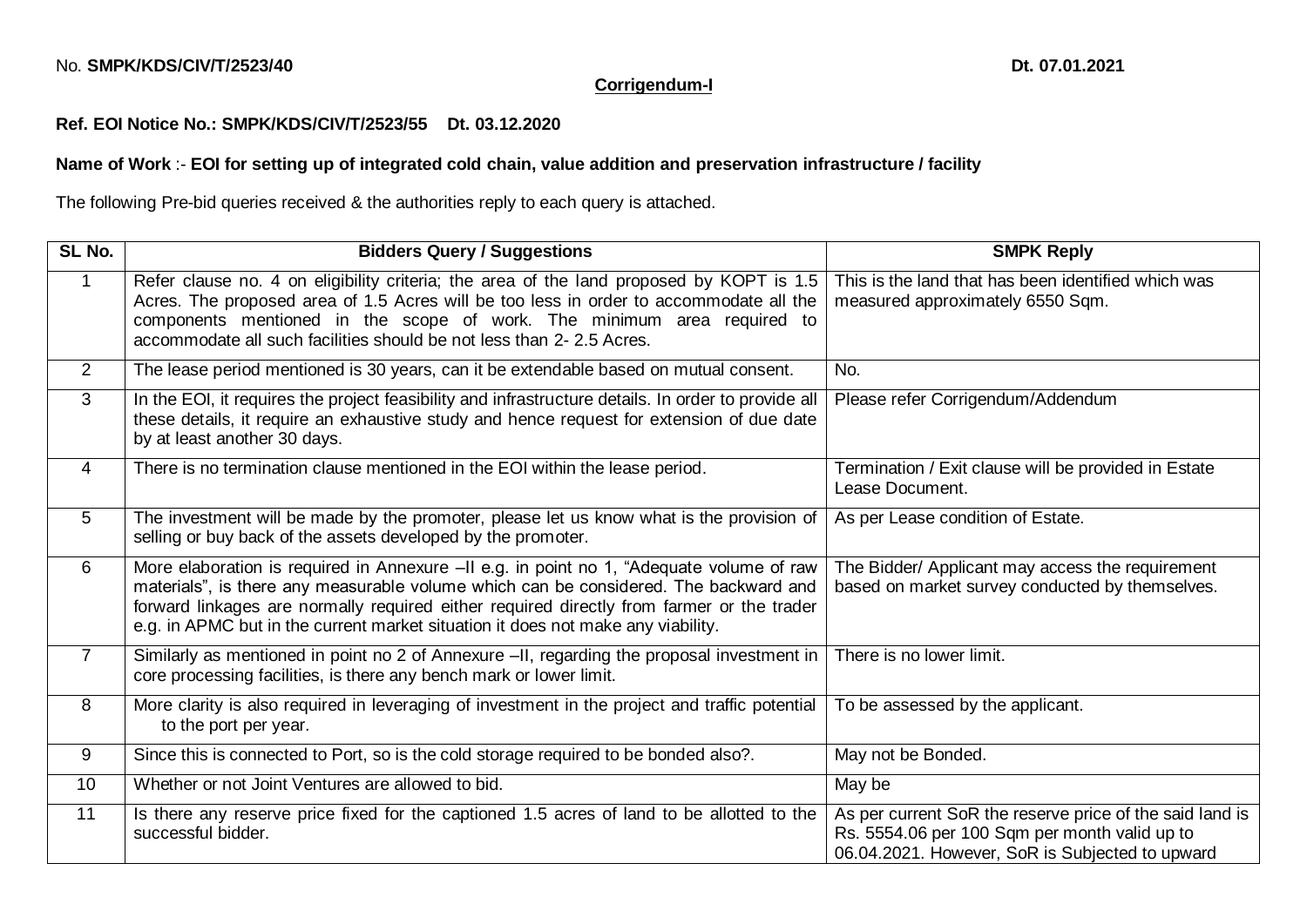No. **SMPK/KDS/CIV/T/2523/40** **Dt. 07.01.2021**

**Corrigendum-I**

**Ref. EOI Notice No.: SMPK/KDS/CIV/T/2523/55 Dt. 03.12.2020**

**Name of Work** :- **EOI for setting up of integrated cold chain, value addition and preservation infrastructure / facility**

The following Pre-bid queries received & the authorities reply to each query is attached.

| SL No. | Bidders Query / Suggestions | SMPK Reply |
|---|---|---|
| 1 | Refer clause no. 4 on eligibility criteria; the area of the land proposed by KOPT is 1.5 Acres. The proposed area of 1.5 Acres will be too less in order to accommodate all the components mentioned in the scope of work. The minimum area required to accommodate all such facilities should be not less than 2- 2.5 Acres. | This is the land that has been identified which was measured approximately 6550 Sqm. |
| 2 | The lease period mentioned is 30 years, can it be extendable based on mutual consent. | No. |
| 3 | In the EOI, it requires the project feasibility and infrastructure details. In order to provide all these details, it require an exhaustive study and hence request for extension of due date by at least another 30 days. | Please refer Corrigendum/Addendum |
| 4 | There is no termination clause mentioned in the EOI within the lease period. | Termination / Exit clause will be provided in Estate Lease Document. |
| 5 | The investment will be made by the promoter, please let us know what is the provision of selling or buy back of the assets developed by the promoter. | As per Lease condition of Estate. |
| 6 | More elaboration is required in Annexure –II e.g. in point no 1, "Adequate volume of raw materials", is there any measurable volume which can be considered. The backward and forward linkages are normally required either required directly from farmer or the trader e.g. in APMC but in the current market situation it does not make any viability. | The Bidder/ Applicant may access the requirement based on market survey conducted by themselves. |
| 7 | Similarly as mentioned in point no 2 of Annexure –II, regarding the proposal investment in core processing facilities, is there any bench mark or lower limit. | There is no lower limit. |
| 8 | More clarity is also required in leveraging of investment in the project and traffic potential to the port per year. | To be assessed by the applicant. |
| 9 | Since this is connected to Port, so is the cold storage required to be bonded also?. | May not be Bonded. |
| 10 | Whether or not Joint Ventures are allowed to bid. | May be |
| 11 | Is there any reserve price fixed for the captioned 1.5 acres of land to be allotted to the successful bidder. | As per current SoR the reserve price of the said land is Rs. 5554.06 per 100 Sqm per month valid up to 06.04.2021. However, SoR is Subjected to upward |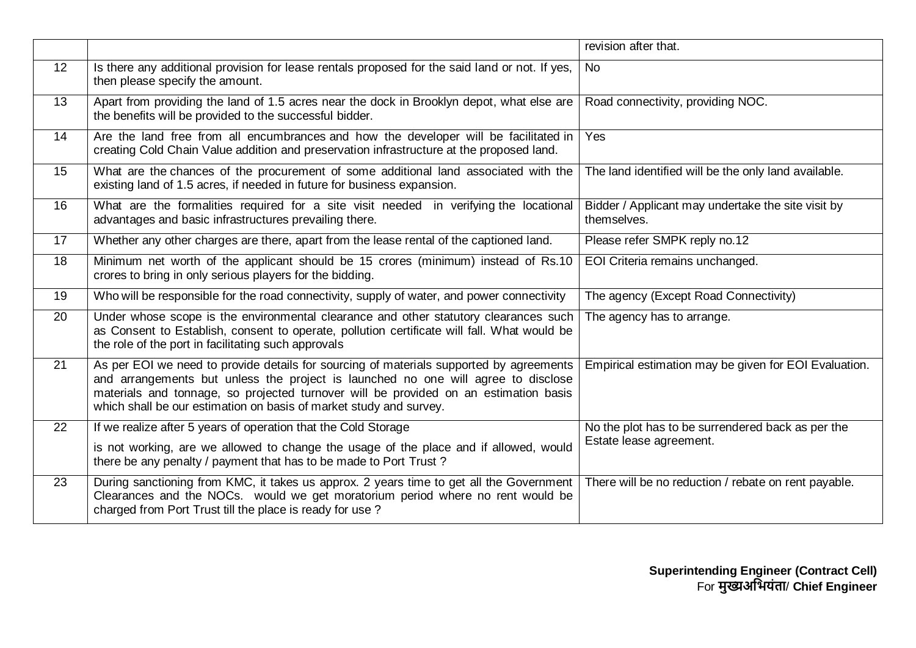| | | |
|---|---|---|
| | | revision after that. |
| 12 | Is there any additional provision for lease rentals proposed for the said land or not. If yes, then please specify the amount. | No |
| 13 | Apart from providing the land of 1.5 acres near the dock in Brooklyn depot, what else are the benefits will be provided to the successful bidder. | Road connectivity, providing NOC. |
| 14 | Are the land free from all encumbrances and how the developer will be facilitated in creating Cold Chain Value addition and preservation infrastructure at the proposed land. | Yes |
| 15 | What are the chances of the procurement of some additional land associated with the existing land of 1.5 acres, if needed in future for business expansion. | The land identified will be the only land available. |
| 16 | What are the formalities required for a site visit needed in verifying the locational advantages and basic infrastructures prevailing there. | Bidder / Applicant may undertake the site visit by themselves. |
| 17 | Whether any other charges are there, apart from the lease rental of the captioned land. | Please refer SMPK reply no.12 |
| 18 | Minimum net worth of the applicant should be 15 crores (minimum) instead of Rs.10 crores to bring in only serious players for the bidding. | EOI Criteria remains unchanged. |
| 19 | Who will be responsible for the road connectivity, supply of water, and power connectivity | The agency (Except Road Connectivity) |
| 20 | Under whose scope is the environmental clearance and other statutory clearances such as Consent to Establish, consent to operate, pollution certificate will fall. What would be the role of the port in facilitating such approvals | The agency has to arrange. |
| 21 | As per EOI we need to provide details for sourcing of materials supported by agreements and arrangements but unless the project is launched no one will agree to disclose materials and tonnage, so projected turnover will be provided on an estimation basis which shall be our estimation on basis of market study and survey. | Empirical estimation may be given for EOI Evaluation. |
| 22 | If we realize after 5 years of operation that the Cold Storage is not working, are we allowed to change the usage of the place and if allowed, would there be any penalty / payment that has to be made to Port Trust ? | No the plot has to be surrendered back as per the Estate lease agreement. |
| 23 | During sanctioning from KMC, it takes us approx. 2 years time to get all the Government Clearances and the NOCs. would we get moratorium period where no rent would be charged from Port Trust till the place is ready for use ? | There will be no reduction / rebate on rent payable. |

**Superintending Engineer (Contract Cell)**
For **मुख्यअभियंता**/ **Chief Engineer**